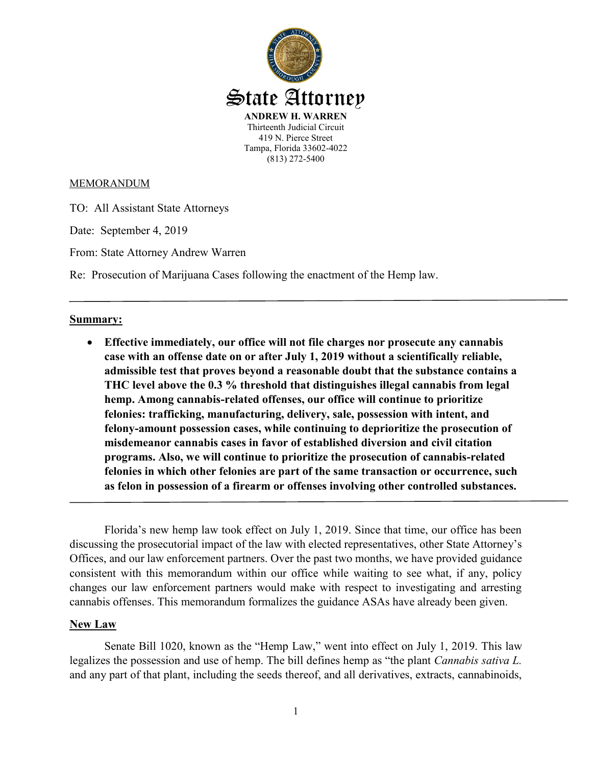# State Attorney

**ANDREW H. WARREN**
Thirteenth Judicial Circuit
419 N. Pierce Street
Tampa, Florida 33602-4022
(813) 272-5400

MEMORANDUM

TO: All Assistant State Attorneys

Date: September 4, 2019

From: State Attorney Andrew Warren

Re: Prosecution of Marijuana Cases following the enactment of the Hemp law.

---

## Summary:

- **Effective immediately, our office will not file charges nor prosecute any cannabis case with an offense date on or after July 1, 2019 without a scientifically reliable, admissible test that proves beyond a reasonable doubt that the substance contains a THC level above the 0.3 % threshold that distinguishes illegal cannabis from legal hemp. Among cannabis-related offenses, our office will continue to prioritize felonies: trafficking, manufacturing, delivery, sale, possession with intent, and felony-amount possession cases, while continuing to deprioritize the prosecution of misdemeanor cannabis cases in favor of established diversion and civil citation programs. Also, we will continue to prioritize the prosecution of cannabis-related felonies in which other felonies are part of the same transaction or occurrence, such as felon in possession of a firearm or offenses involving other controlled substances.**

---

Florida's new hemp law took effect on July 1, 2019. Since that time, our office has been discussing the prosecutorial impact of the law with elected representatives, other State Attorney's Offices, and our law enforcement partners. Over the past two months, we have provided guidance consistent with this memorandum within our office while waiting to see what, if any, policy changes our law enforcement partners would make with respect to investigating and arresting cannabis offenses. This memorandum formalizes the guidance ASAs have already been given.

## New Law

Senate Bill 1020, known as the "Hemp Law," went into effect on July 1, 2019. This law legalizes the possession and use of hemp. The bill defines hemp as "the plant *Cannabis sativa L.* and any part of that plant, including the seeds thereof, and all derivatives, extracts, cannabinoids,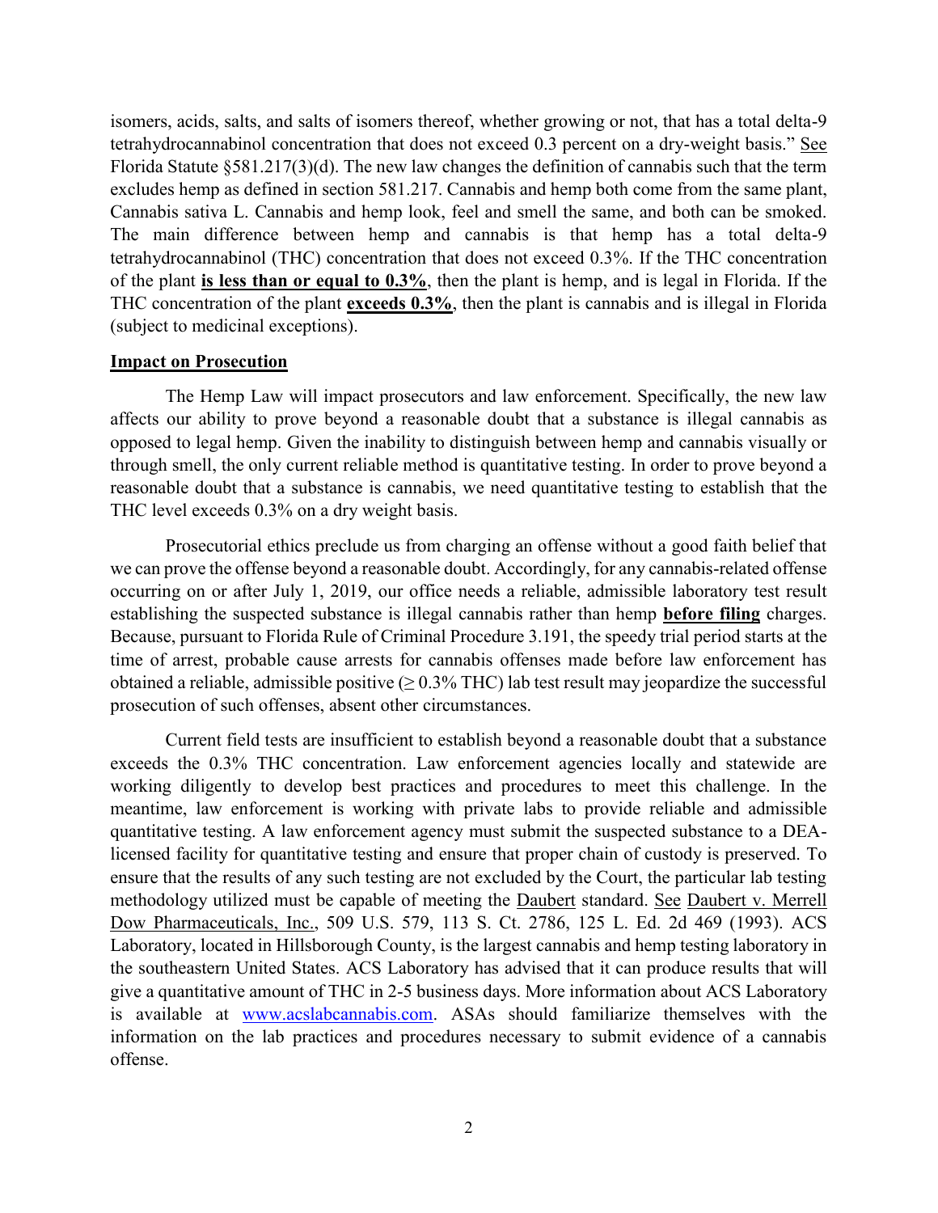isomers, acids, salts, and salts of isomers thereof, whether growing or not, that has a total delta-9 tetrahydrocannabinol concentration that does not exceed 0.3 percent on a dry-weight basis." See Florida Statute §581.217(3)(d). The new law changes the definition of cannabis such that the term excludes hemp as defined in section 581.217. Cannabis and hemp both come from the same plant, Cannabis sativa L. Cannabis and hemp look, feel and smell the same, and both can be smoked. The main difference between hemp and cannabis is that hemp has a total delta-9 tetrahydrocannabinol (THC) concentration that does not exceed 0.3%. If the THC concentration of the plant **is less than or equal to 0.3%**, then the plant is hemp, and is legal in Florida. If the THC concentration of the plant **exceeds 0.3%**, then the plant is cannabis and is illegal in Florida (subject to medicinal exceptions).

**Impact on Prosecution**

The Hemp Law will impact prosecutors and law enforcement. Specifically, the new law affects our ability to prove beyond a reasonable doubt that a substance is illegal cannabis as opposed to legal hemp. Given the inability to distinguish between hemp and cannabis visually or through smell, the only current reliable method is quantitative testing. In order to prove beyond a reasonable doubt that a substance is cannabis, we need quantitative testing to establish that the THC level exceeds 0.3% on a dry weight basis.

Prosecutorial ethics preclude us from charging an offense without a good faith belief that we can prove the offense beyond a reasonable doubt. Accordingly, for any cannabis-related offense occurring on or after July 1, 2019, our office needs a reliable, admissible laboratory test result establishing the suspected substance is illegal cannabis rather than hemp **before filing** charges. Because, pursuant to Florida Rule of Criminal Procedure 3.191, the speedy trial period starts at the time of arrest, probable cause arrests for cannabis offenses made before law enforcement has obtained a reliable, admissible positive (≥ 0.3% THC) lab test result may jeopardize the successful prosecution of such offenses, absent other circumstances.

Current field tests are insufficient to establish beyond a reasonable doubt that a substance exceeds the 0.3% THC concentration. Law enforcement agencies locally and statewide are working diligently to develop best practices and procedures to meet this challenge. In the meantime, law enforcement is working with private labs to provide reliable and admissible quantitative testing. A law enforcement agency must submit the suspected substance to a DEA-licensed facility for quantitative testing and ensure that proper chain of custody is preserved. To ensure that the results of any such testing are not excluded by the Court, the particular lab testing methodology utilized must be capable of meeting the Daubert standard. See Daubert v. Merrell Dow Pharmaceuticals, Inc., 509 U.S. 579, 113 S. Ct. 2786, 125 L. Ed. 2d 469 (1993). ACS Laboratory, located in Hillsborough County, is the largest cannabis and hemp testing laboratory in the southeastern United States. ACS Laboratory has advised that it can produce results that will give a quantitative amount of THC in 2-5 business days. More information about ACS Laboratory is available at www.acslabcannabis.com. ASAs should familiarize themselves with the information on the lab practices and procedures necessary to submit evidence of a cannabis offense.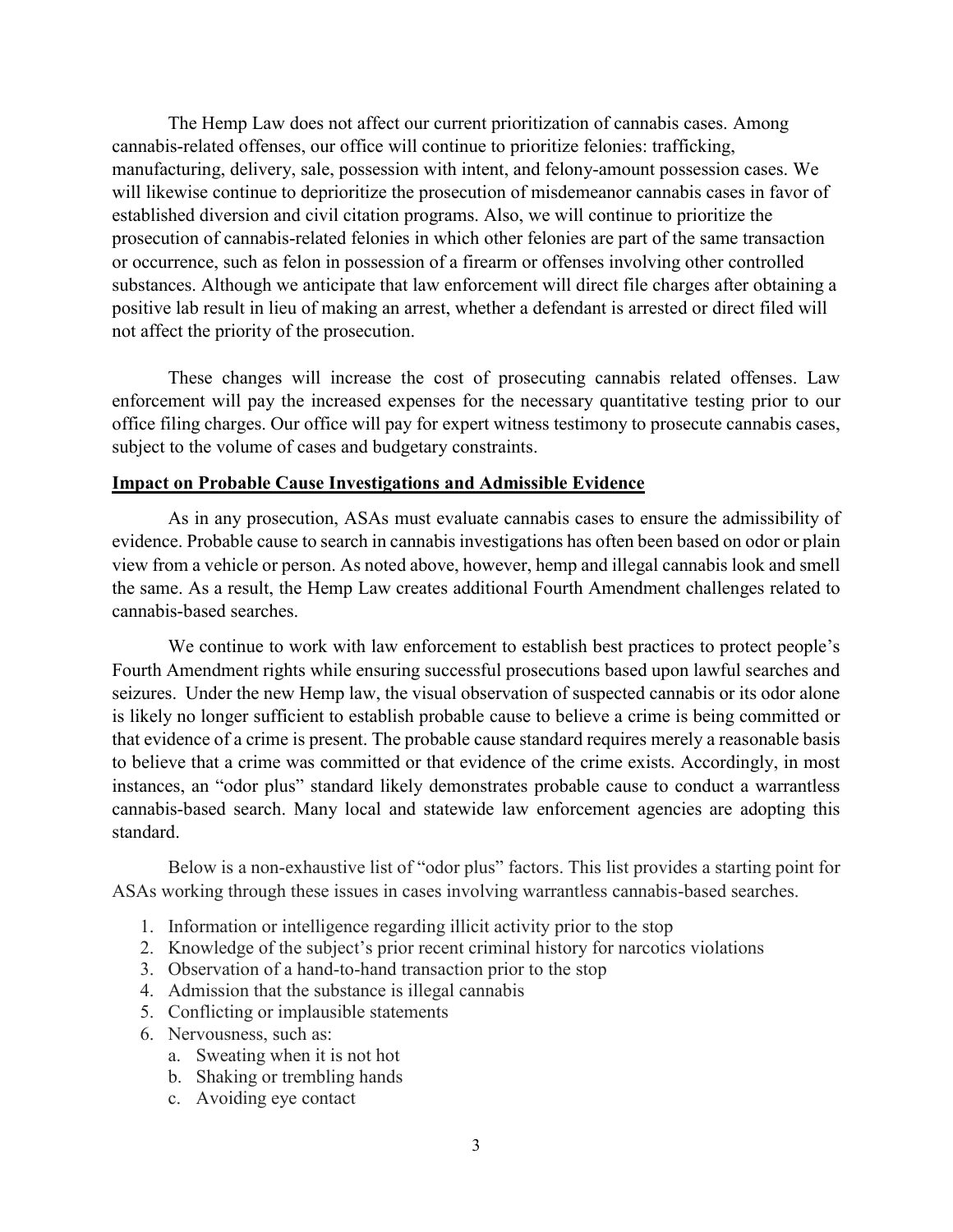The Hemp Law does not affect our current prioritization of cannabis cases. Among cannabis-related offenses, our office will continue to prioritize felonies: trafficking, manufacturing, delivery, sale, possession with intent, and felony-amount possession cases. We will likewise continue to deprioritize the prosecution of misdemeanor cannabis cases in favor of established diversion and civil citation programs. Also, we will continue to prioritize the prosecution of cannabis-related felonies in which other felonies are part of the same transaction or occurrence, such as felon in possession of a firearm or offenses involving other controlled substances. Although we anticipate that law enforcement will direct file charges after obtaining a positive lab result in lieu of making an arrest, whether a defendant is arrested or direct filed will not affect the priority of the prosecution.

These changes will increase the cost of prosecuting cannabis related offenses. Law enforcement will pay the increased expenses for the necessary quantitative testing prior to our office filing charges. Our office will pay for expert witness testimony to prosecute cannabis cases, subject to the volume of cases and budgetary constraints.

**Impact on Probable Cause Investigations and Admissible Evidence**

As in any prosecution, ASAs must evaluate cannabis cases to ensure the admissibility of evidence. Probable cause to search in cannabis investigations has often been based on odor or plain view from a vehicle or person. As noted above, however, hemp and illegal cannabis look and smell the same. As a result, the Hemp Law creates additional Fourth Amendment challenges related to cannabis-based searches.

We continue to work with law enforcement to establish best practices to protect people's Fourth Amendment rights while ensuring successful prosecutions based upon lawful searches and seizures. Under the new Hemp law, the visual observation of suspected cannabis or its odor alone is likely no longer sufficient to establish probable cause to believe a crime is being committed or that evidence of a crime is present. The probable cause standard requires merely a reasonable basis to believe that a crime was committed or that evidence of the crime exists. Accordingly, in most instances, an "odor plus" standard likely demonstrates probable cause to conduct a warrantless cannabis-based search. Many local and statewide law enforcement agencies are adopting this standard.

Below is a non-exhaustive list of "odor plus" factors. This list provides a starting point for ASAs working through these issues in cases involving warrantless cannabis-based searches.

1. Information or intelligence regarding illicit activity prior to the stop
2. Knowledge of the subject's prior recent criminal history for narcotics violations
3. Observation of a hand-to-hand transaction prior to the stop
4. Admission that the substance is illegal cannabis
5. Conflicting or implausible statements
6. Nervousness, such as:
   a. Sweating when it is not hot
   b. Shaking or trembling hands
   c. Avoiding eye contact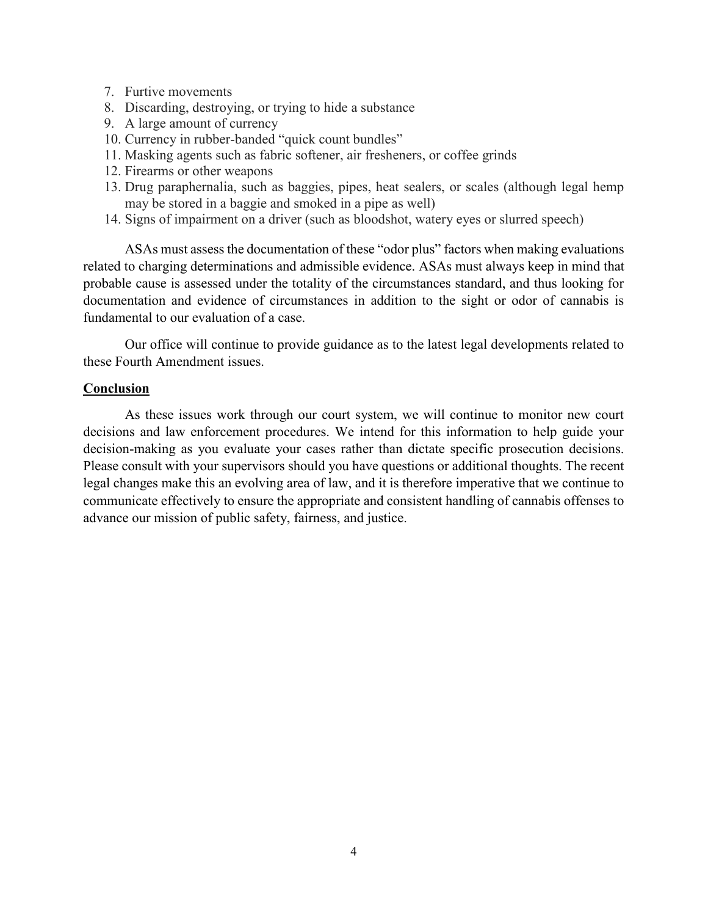7. Furtive movements
8. Discarding, destroying, or trying to hide a substance
9. A large amount of currency
10. Currency in rubber-banded "quick count bundles"
11. Masking agents such as fabric softener, air fresheners, or coffee grinds
12. Firearms or other weapons
13. Drug paraphernalia, such as baggies, pipes, heat sealers, or scales (although legal hemp may be stored in a baggie and smoked in a pipe as well)
14. Signs of impairment on a driver (such as bloodshot, watery eyes or slurred speech)

ASAs must assess the documentation of these "odor plus" factors when making evaluations related to charging determinations and admissible evidence. ASAs must always keep in mind that probable cause is assessed under the totality of the circumstances standard, and thus looking for documentation and evidence of circumstances in addition to the sight or odor of cannabis is fundamental to our evaluation of a case.

Our office will continue to provide guidance as to the latest legal developments related to these Fourth Amendment issues.

**Conclusion**

As these issues work through our court system, we will continue to monitor new court decisions and law enforcement procedures. We intend for this information to help guide your decision-making as you evaluate your cases rather than dictate specific prosecution decisions. Please consult with your supervisors should you have questions or additional thoughts. The recent legal changes make this an evolving area of law, and it is therefore imperative that we continue to communicate effectively to ensure the appropriate and consistent handling of cannabis offenses to advance our mission of public safety, fairness, and justice.